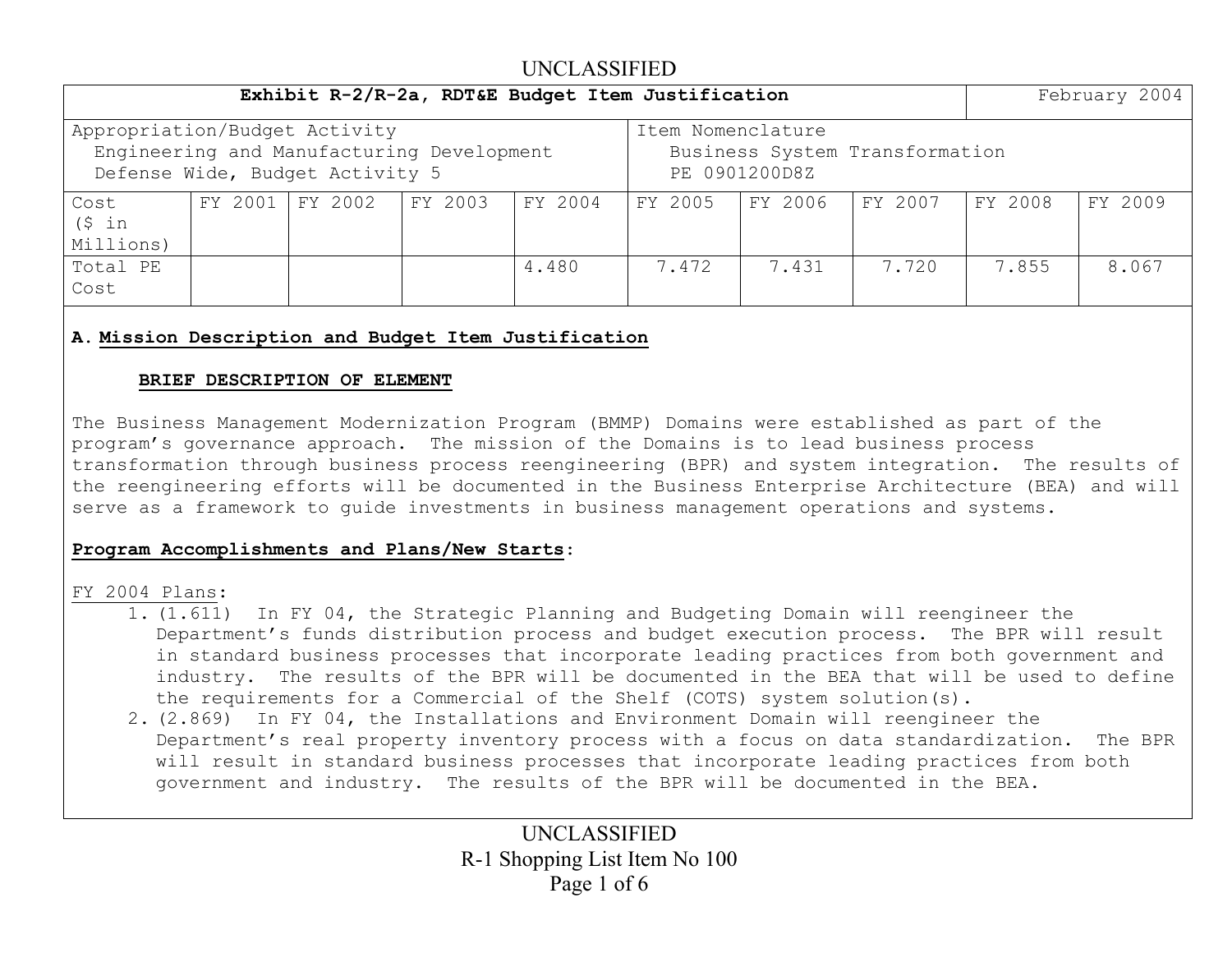UNCLASSIFIED

| Exhibit R-2/R-2a, RDT&E Budget Item Justification | | | | | | | | | February 2004 |
|---|---|---|---|---|---|---|---|---|---|
| Appropriation/Budget Activity<br>Engineering and Manufacturing Development<br>Defense Wide, Budget Activity 5 | | | | | Item Nomenclature<br>Business System Transformation<br>PE 0901200D8Z | | | | |
| Cost ($ in Millions) | FY 2001 | FY 2002 | FY 2003 | FY 2004 | FY 2005 | FY 2006 | FY 2007 | FY 2008 | FY 2009 |
| Total PE Cost | | | | 4.480 | 7.472 | 7.431 | 7.720 | 7.855 | 8.067 |

**A. Mission Description and Budget Item Justification**

**BRIEF DESCRIPTION OF ELEMENT**

The Business Management Modernization Program (BMMP) Domains were established as part of the program's governance approach. The mission of the Domains is to lead business process transformation through business process reengineering (BPR) and system integration. The results of the reengineering efforts will be documented in the Business Enterprise Architecture (BEA) and will serve as a framework to guide investments in business management operations and systems.

**Program Accomplishments and Plans/New Starts**:

FY 2004 Plans:

1. (1.611) In FY 04, the Strategic Planning and Budgeting Domain will reengineer the Department's funds distribution process and budget execution process. The BPR will result in standard business processes that incorporate leading practices from both government and industry. The results of the BPR will be documented in the BEA that will be used to define the requirements for a Commercial of the Shelf (COTS) system solution(s).
2. (2.869) In FY 04, the Installations and Environment Domain will reengineer the Department's real property inventory process with a focus on data standardization. The BPR will result in standard business processes that incorporate leading practices from both government and industry. The results of the BPR will be documented in the BEA.

UNCLASSIFIED

R-1 Shopping List Item No 100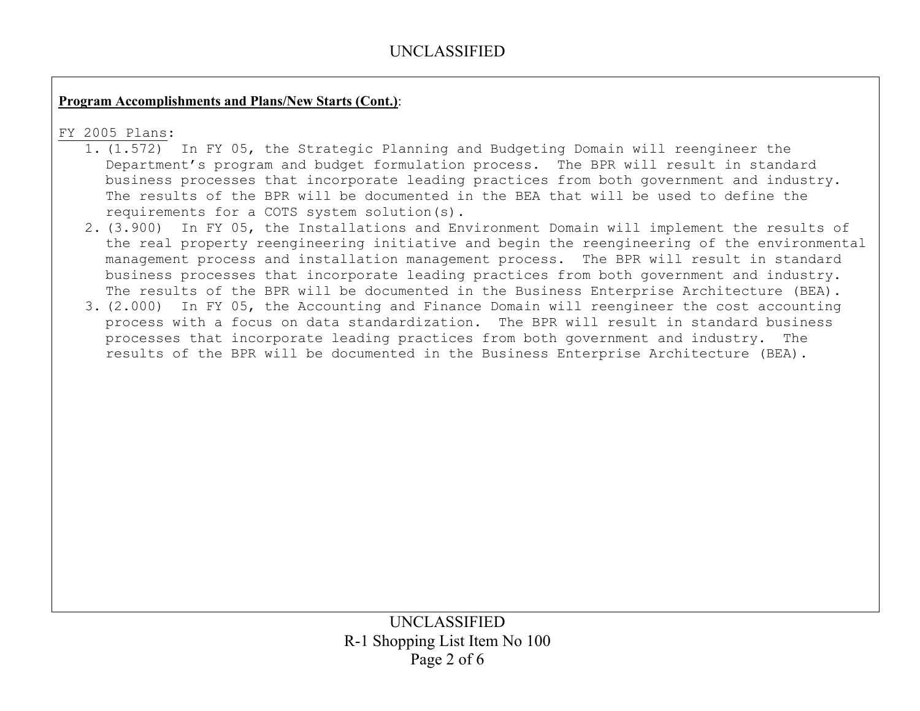**Program Accomplishments and Plans/New Starts (Cont.)**:

FY 2005 Plans:

1. (1.572) In FY 05, the Strategic Planning and Budgeting Domain will reengineer the Department's program and budget formulation process. The BPR will result in standard business processes that incorporate leading practices from both government and industry. The results of the BPR will be documented in the BEA that will be used to define the requirements for a COTS system solution(s).
2. (3.900) In FY 05, the Installations and Environment Domain will implement the results of the real property reengineering initiative and begin the reengineering of the environmental management process and installation management process. The BPR will result in standard business processes that incorporate leading practices from both government and industry. The results of the BPR will be documented in the Business Enterprise Architecture (BEA).
3. (2.000) In FY 05, the Accounting and Finance Domain will reengineer the cost accounting process with a focus on data standardization. The BPR will result in standard business processes that incorporate leading practices from both government and industry. The results of the BPR will be documented in the Business Enterprise Architecture (BEA).

R-1 Shopping List Item No 100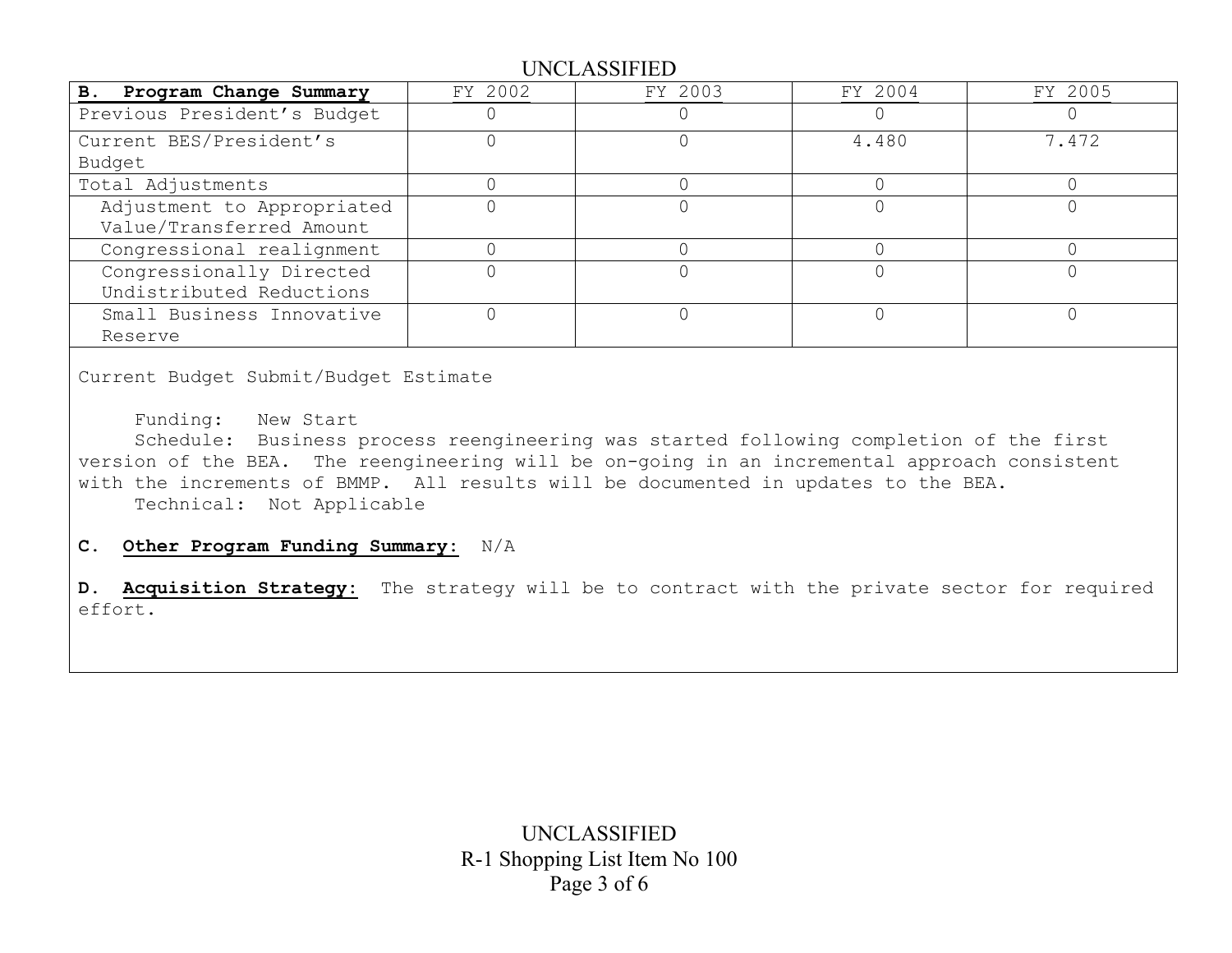| **B. Program Change Summary** | FY 2002 | FY 2003 | FY 2004 | FY 2005 |
|---|---|---|---|---|
| Previous President's Budget | 0 | 0 | 0 | 0 |
| Current BES/President's Budget | 0 | 0 | 4.480 | 7.472 |
| Total Adjustments | 0 | 0 | 0 | 0 |
| Adjustment to Appropriated Value/Transferred Amount | 0 | 0 | 0 | 0 |
| Congressional realignment | 0 | 0 | 0 | 0 |
| Congressionally Directed Undistributed Reductions | 0 | 0 | 0 | 0 |
| Small Business Innovative Reserve | 0 | 0 | 0 | 0 |

Current Budget Submit/Budget Estimate

Funding: New Start

Schedule: Business process reengineering was started following completion of the first version of the BEA. The reengineering will be on-going in an incremental approach consistent with the increments of BMMP. All results will be documented in updates to the BEA.

Technical: Not Applicable

**C. Other Program Funding Summary:** N/A

**D. Acquisition Strategy:** The strategy will be to contract with the private sector for required effort.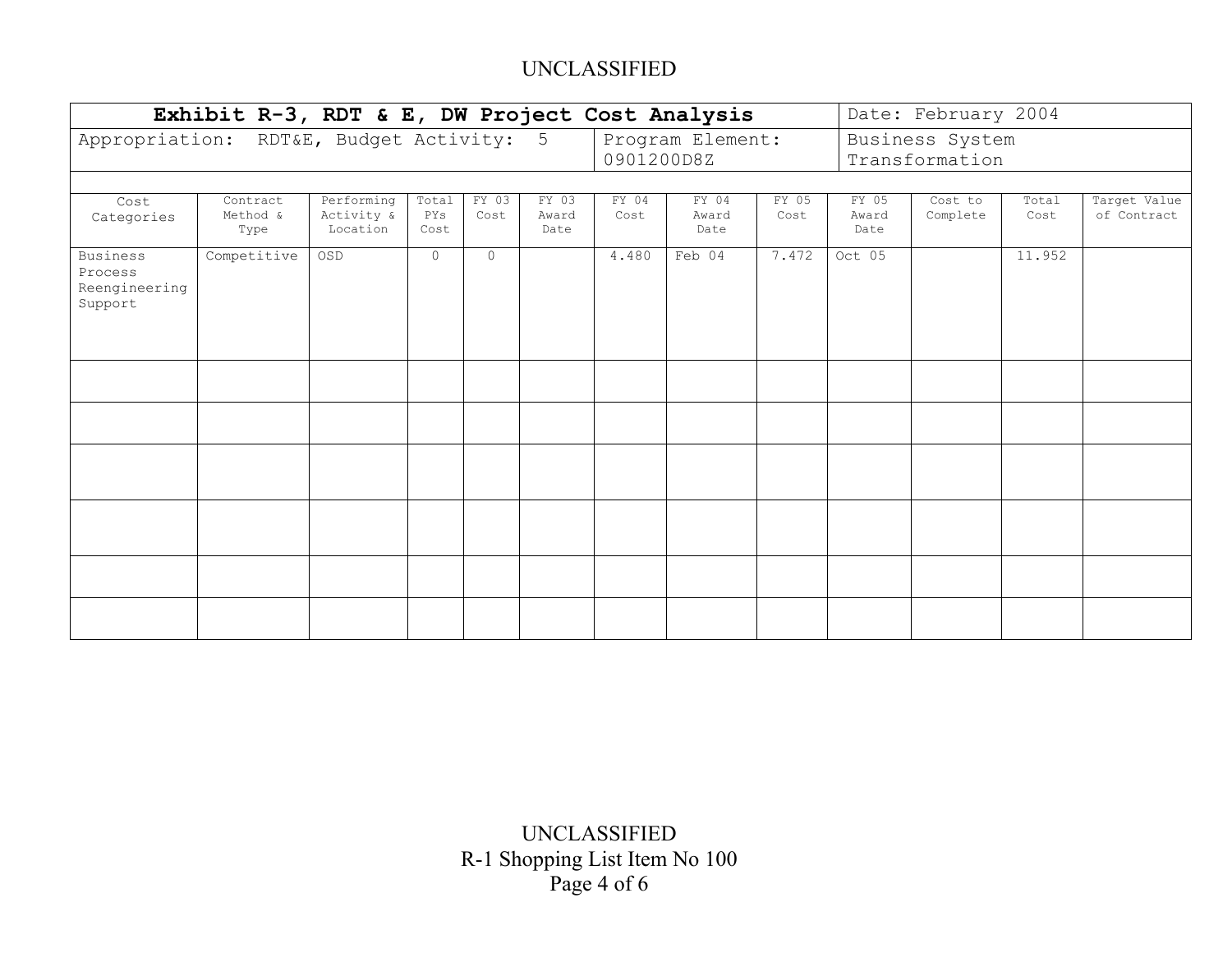UNCLASSIFIED

| Exhibit R-3, RDT & E, DW Project Cost Analysis | | | | | | | | | | Date: February 2004 | | |
|---|---|---|---|---|---|---|---|---|---|---|---|---|
| Appropriation: RDT&E, Budget Activity: 5 | | | | | | Program Element: 0901200D8Z | | | | Business System Transformation | | |
| Cost Categories | Contract Method & Type | Performing Activity & Location | Total PYs Cost | FY 03 Cost | FY 03 Award Date | FY 04 Cost | FY 04 Award Date | FY 05 Cost | FY 05 Award Date | Cost to Complete | Total Cost | Target Value of Contract |
| Business Process Reengineering Support | Competitive | OSD | 0 | 0 | | 4.480 | Feb 04 | 7.472 | Oct 05 | | 11.952 | |
| | | | | | | | | | | | | |
| | | | | | | | | | | | | |
| | | | | | | | | | | | | |
| | | | | | | | | | | | | |
| | | | | | | | | | | | | |
| | | | | | | | | | | | | |

UNCLASSIFIED
R-1 Shopping List Item No 100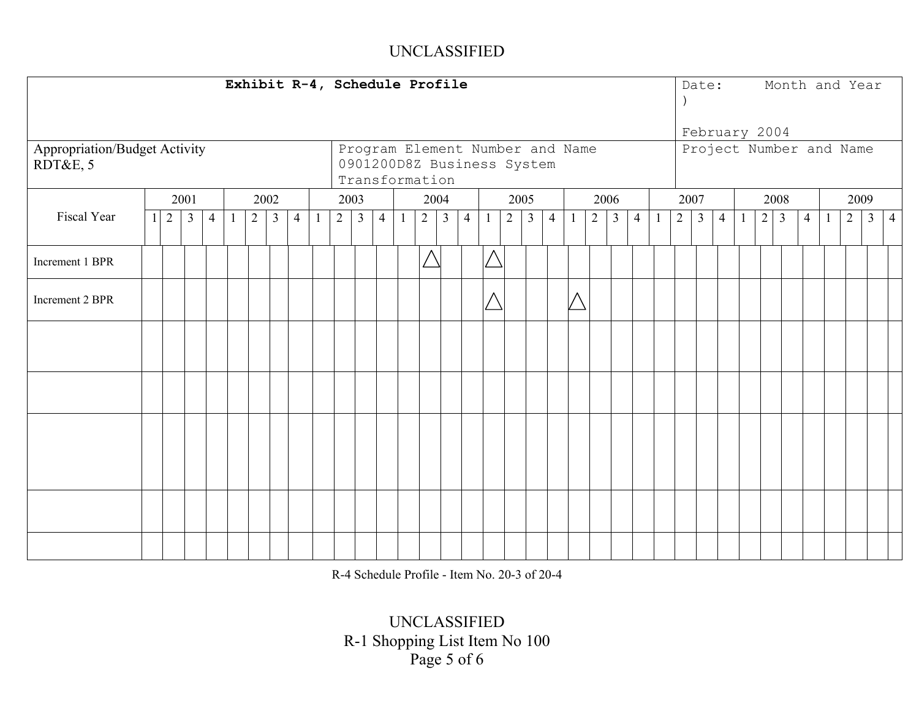| Exhibit R-4, Schedule Profile | | Date: Month and Year ) February 2004 |
|---|---|---|
| Appropriation/Budget Activity RDT&E, 5 | Program Element Number and Name 0901200D8Z Business System Transformation | Project Number and Name |

| Fiscal Year | 2001 | | | | 2002 | | | | 2003 | | | | 2004 | | | | 2005 | | | | 2006 | | | | 2007 | | | | 2008 | | | | 2009 | | | |
|---|---|---|---|---|---|---|---|---|---|---|---|---|---|---|---|---|---|---|---|---|---|---|---|---|---|---|---|---|---|---|---|---|---|---|---|---|
| | 1 | 2 | 3 | 4 | 1 | 2 | 3 | 4 | 1 | 2 | 3 | 4 | 1 | 2 | 3 | 4 | 1 | 2 | 3 | 4 | 1 | 2 | 3 | 4 | 1 | 2 | 3 | 4 | 1 | 2 | 3 | 4 | 1 | 2 | 3 | 4 |
| Increment 1 BPR | | | | | | | | | | | | | | △ | | | △ | | | | | | | | | | | | | | | | | | | |
| Increment 2 BPR | | | | | | | | | | | | | | | | | △ | | | | △ | | | | | | | | | | | | | | | |
| | | | | | | | | | | | | | | | | | | | | | | | | | | | | | | | | | | | | |
| | | | | | | | | | | | | | | | | | | | | | | | | | | | | | | | | | | | | |
| | | | | | | | | | | | | | | | | | | | | | | | | | | | | | | | | | | | | |
| | | | | | | | | | | | | | | | | | | | | | | | | | | | | | | | | | | | | |
| | | | | | | | | | | | | | | | | | | | | | | | | | | | | | | | | | | | | |

R-4 Schedule Profile - Item No. 20-3 of 20-4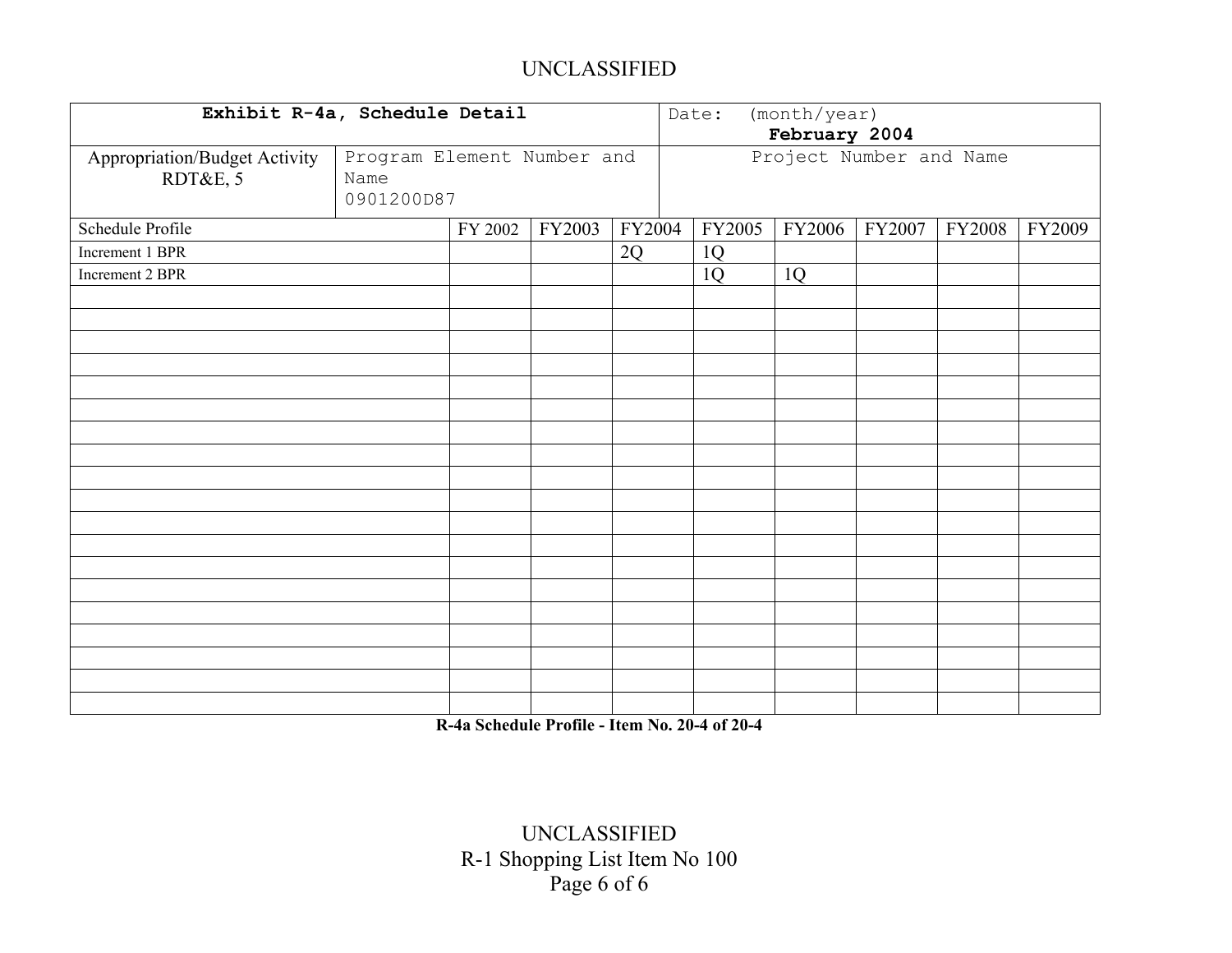UNCLASSIFIED

| Exhibit R-4a, Schedule Detail | | Date: (month/year) **February 2004** |
|---|---|---|
| Appropriation/Budget Activity RDT&E, 5 | Program Element Number and Name 0901200D87 | Project Number and Name |

| Schedule Profile | FY 2002 | FY2003 | FY2004 | FY2005 | FY2006 | FY2007 | FY2008 | FY2009 |
|---|---|---|---|---|---|---|---|---|
| Increment 1 BPR | | | 2Q | 1Q | | | | |
| Increment 2 BPR | | | | 1Q | 1Q | | | |
| | | | | | | | | |
| | | | | | | | | |
| | | | | | | | | |
| | | | | | | | | |
| | | | | | | | | |
| | | | | | | | | |
| | | | | | | | | |
| | | | | | | | | |
| | | | | | | | | |
| | | | | | | | | |
| | | | | | | | | |
| | | | | | | | | |
| | | | | | | | | |
| | | | | | | | | |
| | | | | | | | | |
| | | | | | | | | |
| | | | | | | | | |
| | | | | | | | | |

**R-4a Schedule Profile - Item No. 20-4 of 20-4**

UNCLASSIFIED

R-1 Shopping List Item No 100